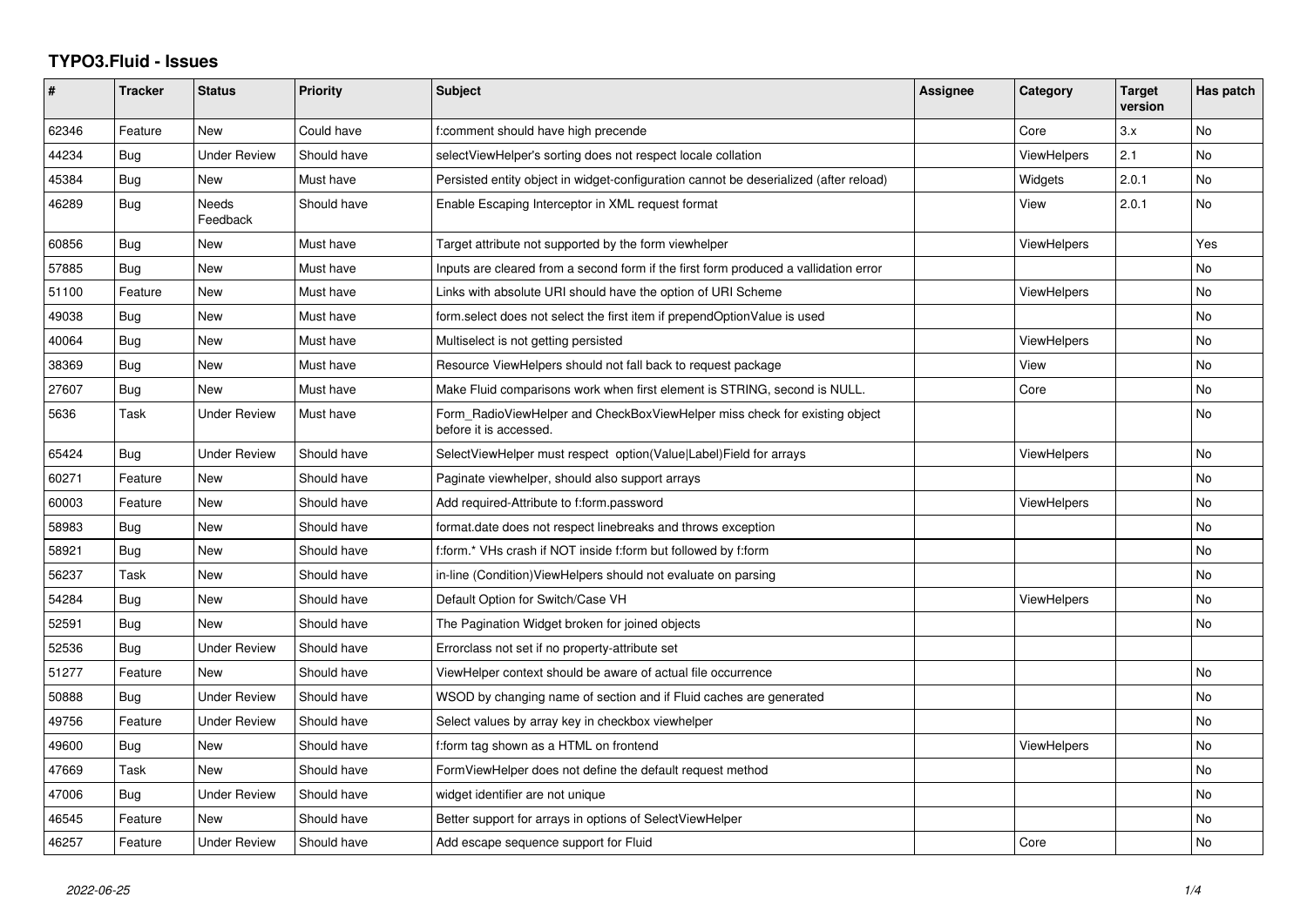# TYPO3.Fluid - Issues

| # | Tracker | Status | Priority | Subject | Assignee | Category | Target version | Has patch |
|---|---|---|---|---|---|---|---|---|
| 62346 | Feature | New | Could have | f:comment should have high precende |  | Core | 3.x | No |
| 44234 | Bug | Under Review | Should have | selectViewHelper's sorting does not respect locale collation |  | ViewHelpers | 2.1 | No |
| 45384 | Bug | New | Must have | Persisted entity object in widget-configuration cannot be deserialized (after reload) |  | Widgets | 2.0.1 | No |
| 46289 | Bug | Needs Feedback | Should have | Enable Escaping Interceptor in XML request format |  | View | 2.0.1 | No |
| 60856 | Bug | New | Must have | Target attribute not supported by the form viewhelper |  | ViewHelpers |  | Yes |
| 57885 | Bug | New | Must have | Inputs are cleared from a second form if the first form produced a vallidation error |  |  |  | No |
| 51100 | Feature | New | Must have | Links with absolute URI should have the option of URI Scheme |  | ViewHelpers |  | No |
| 49038 | Bug | New | Must have | form.select does not select the first item if prependOptionValue is used |  |  |  | No |
| 40064 | Bug | New | Must have | Multiselect is not getting persisted |  | ViewHelpers |  | No |
| 38369 | Bug | New | Must have | Resource ViewHelpers should not fall back to request package |  | View |  | No |
| 27607 | Bug | New | Must have | Make Fluid comparisons work when first element is STRING, second is NULL. |  | Core |  | No |
| 5636 | Task | Under Review | Must have | Form_RadioViewHelper and CheckBoxViewHelper miss check for existing object before it is accessed. |  |  |  | No |
| 65424 | Bug | Under Review | Should have | SelectViewHelper must respect option(Value\|Label)Field for arrays |  | ViewHelpers |  | No |
| 60271 | Feature | New | Should have | Paginate viewhelper, should also support arrays |  |  |  | No |
| 60003 | Feature | New | Should have | Add required-Attribute to f:form.password |  | ViewHelpers |  | No |
| 58983 | Bug | New | Should have | format.date does not respect linebreaks and throws exception |  |  |  | No |
| 58921 | Bug | New | Should have | f:form.* VHs crash if NOT inside f:form but followed by f:form |  |  |  | No |
| 56237 | Task | New | Should have | in-line (Condition)ViewHelpers should not evaluate on parsing |  |  |  | No |
| 54284 | Bug | New | Should have | Default Option for Switch/Case VH |  | ViewHelpers |  | No |
| 52591 | Bug | New | Should have | The Pagination Widget broken for joined objects |  |  |  | No |
| 52536 | Bug | Under Review | Should have | Errorclass not set if no property-attribute set |  |  |  |  |
| 51277 | Feature | New | Should have | ViewHelper context should be aware of actual file occurrence |  |  |  | No |
| 50888 | Bug | Under Review | Should have | WSOD by changing name of section and if Fluid caches are generated |  |  |  | No |
| 49756 | Feature | Under Review | Should have | Select values by array key in checkbox viewhelper |  |  |  | No |
| 49600 | Bug | New | Should have | f:form tag shown as a HTML on frontend |  | ViewHelpers |  | No |
| 47669 | Task | New | Should have | FormViewHelper does not define the default request method |  |  |  | No |
| 47006 | Bug | Under Review | Should have | widget identifier are not unique |  |  |  | No |
| 46545 | Feature | New | Should have | Better support for arrays in options of SelectViewHelper |  |  |  | No |
| 46257 | Feature | Under Review | Should have | Add escape sequence support for Fluid |  | Core |  | No |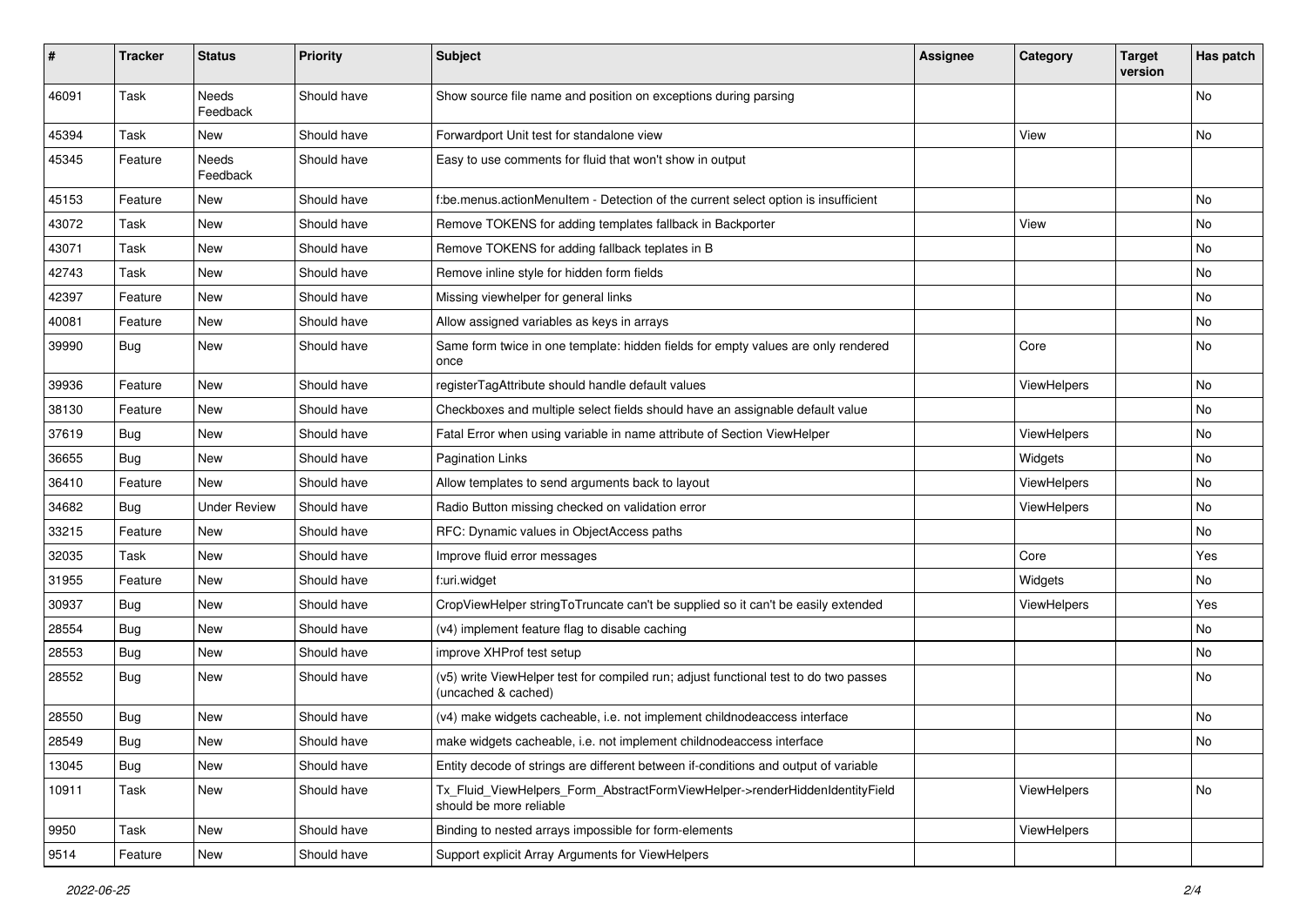| # | Tracker | Status | Priority | Subject | Assignee | Category | Target version | Has patch |
|---|---|---|---|---|---|---|---|---|
| 46091 | Task | Needs Feedback | Should have | Show source file name and position on exceptions during parsing | | | | No |
| 45394 | Task | New | Should have | Forwardport Unit test for standalone view | | View | | No |
| 45345 | Feature | Needs Feedback | Should have | Easy to use comments for fluid that won't show in output | | | | |
| 45153 | Feature | New | Should have | f:be.menus.actionMenuItem - Detection of the current select option is insufficient | | | | No |
| 43072 | Task | New | Should have | Remove TOKENS for adding templates fallback in Backporter | | View | | No |
| 43071 | Task | New | Should have | Remove TOKENS for adding fallback teplates in B | | | | No |
| 42743 | Task | New | Should have | Remove inline style for hidden form fields | | | | No |
| 42397 | Feature | New | Should have | Missing viewhelper for general links | | | | No |
| 40081 | Feature | New | Should have | Allow assigned variables as keys in arrays | | | | No |
| 39990 | Bug | New | Should have | Same form twice in one template: hidden fields for empty values are only rendered once | | Core | | No |
| 39936 | Feature | New | Should have | registerTagAttribute should handle default values | | ViewHelpers | | No |
| 38130 | Feature | New | Should have | Checkboxes and multiple select fields should have an assignable default value | | | | No |
| 37619 | Bug | New | Should have | Fatal Error when using variable in name attribute of Section ViewHelper | | ViewHelpers | | No |
| 36655 | Bug | New | Should have | Pagination Links | | Widgets | | No |
| 36410 | Feature | New | Should have | Allow templates to send arguments back to layout | | ViewHelpers | | No |
| 34682 | Bug | Under Review | Should have | Radio Button missing checked on validation error | | ViewHelpers | | No |
| 33215 | Feature | New | Should have | RFC: Dynamic values in ObjectAccess paths | | | | No |
| 32035 | Task | New | Should have | Improve fluid error messages | | Core | | Yes |
| 31955 | Feature | New | Should have | f:uri.widget | | Widgets | | No |
| 30937 | Bug | New | Should have | CropViewHelper stringToTruncate can't be supplied so it can't be easily extended | | ViewHelpers | | Yes |
| 28554 | Bug | New | Should have | (v4) implement feature flag to disable caching | | | | No |
| 28553 | Bug | New | Should have | improve XHProf test setup | | | | No |
| 28552 | Bug | New | Should have | (v5) write ViewHelper test for compiled run; adjust functional test to do two passes (uncached & cached) | | | | No |
| 28550 | Bug | New | Should have | (v4) make widgets cacheable, i.e. not implement childnodeaccess interface | | | | No |
| 28549 | Bug | New | Should have | make widgets cacheable, i.e. not implement childnodeaccess interface | | | | No |
| 13045 | Bug | New | Should have | Entity decode of strings are different between if-conditions and output of variable | | | | |
| 10911 | Task | New | Should have | Tx_Fluid_ViewHelpers_Form_AbstractFormViewHelper->renderHiddenIdentityField should be more reliable | | ViewHelpers | | No |
| 9950 | Task | New | Should have | Binding to nested arrays impossible for form-elements | | ViewHelpers | | |
| 9514 | Feature | New | Should have | Support explicit Array Arguments for ViewHelpers | | | | |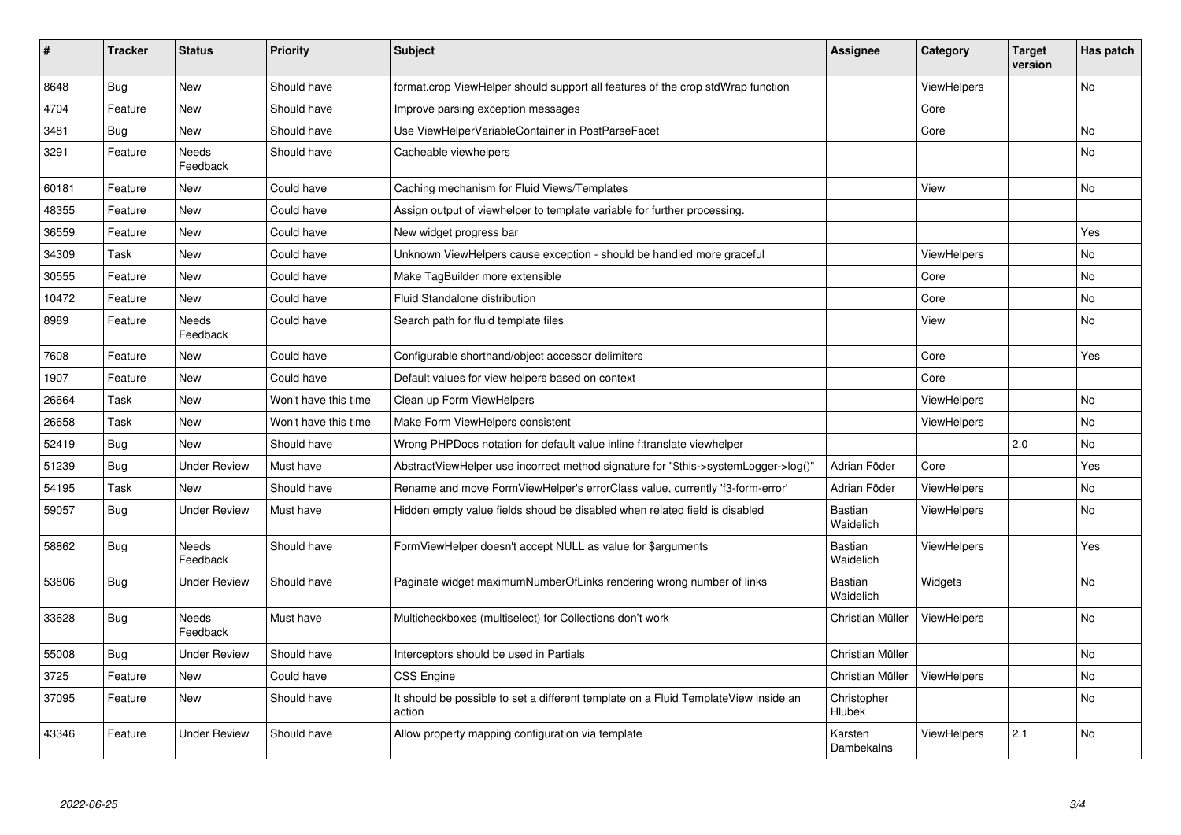| # | Tracker | Status | Priority | Subject | Assignee | Category | Target version | Has patch |
|---|---|---|---|---|---|---|---|---|
| 8648 | Bug | New | Should have | format.crop ViewHelper should support all features of the crop stdWrap function | | ViewHelpers | | No |
| 4704 | Feature | New | Should have | Improve parsing exception messages | | Core | | |
| 3481 | Bug | New | Should have | Use ViewHelperVariableContainer in PostParseFacet | | Core | | No |
| 3291 | Feature | Needs Feedback | Should have | Cacheable viewhelpers | | | | No |
| 60181 | Feature | New | Could have | Caching mechanism for Fluid Views/Templates | | View | | No |
| 48355 | Feature | New | Could have | Assign output of viewhelper to template variable for further processing. | | | | |
| 36559 | Feature | New | Could have | New widget progress bar | | | | Yes |
| 34309 | Task | New | Could have | Unknown ViewHelpers cause exception - should be handled more graceful | | ViewHelpers | | No |
| 30555 | Feature | New | Could have | Make TagBuilder more extensible | | Core | | No |
| 10472 | Feature | New | Could have | Fluid Standalone distribution | | Core | | No |
| 8989 | Feature | Needs Feedback | Could have | Search path for fluid template files | | View | | No |
| 7608 | Feature | New | Could have | Configurable shorthand/object accessor delimiters | | Core | | Yes |
| 1907 | Feature | New | Could have | Default values for view helpers based on context | | Core | | |
| 26664 | Task | New | Won't have this time | Clean up Form ViewHelpers | | ViewHelpers | | No |
| 26658 | Task | New | Won't have this time | Make Form ViewHelpers consistent | | ViewHelpers | | No |
| 52419 | Bug | New | Should have | Wrong PHPDocs notation for default value inline f:translate viewhelper | | | 2.0 | No |
| 51239 | Bug | Under Review | Must have | AbstractViewHelper use incorrect method signature for "$this->systemLogger->log()" | Adrian Föder | Core | | Yes |
| 54195 | Task | New | Should have | Rename and move FormViewHelper's errorClass value, currently 'f3-form-error' | Adrian Föder | ViewHelpers | | No |
| 59057 | Bug | Under Review | Must have | Hidden empty value fields shoud be disabled when related field is disabled | Bastian Waidelich | ViewHelpers | | No |
| 58862 | Bug | Needs Feedback | Should have | FormViewHelper doesn't accept NULL as value for $arguments | Bastian Waidelich | ViewHelpers | | Yes |
| 53806 | Bug | Under Review | Should have | Paginate widget maximumNumberOfLinks rendering wrong number of links | Bastian Waidelich | Widgets | | No |
| 33628 | Bug | Needs Feedback | Must have | Multicheckboxes (multiselect) for Collections don't work | Christian Müller | ViewHelpers | | No |
| 55008 | Bug | Under Review | Should have | Interceptors should be used in Partials | Christian Müller | | | No |
| 3725 | Feature | New | Could have | CSS Engine | Christian Müller | ViewHelpers | | No |
| 37095 | Feature | New | Should have | It should be possible to set a different template on a Fluid TemplateView inside an action | Christopher Hlubek | | | No |
| 43346 | Feature | Under Review | Should have | Allow property mapping configuration via template | Karsten Dambekalns | ViewHelpers | 2.1 | No |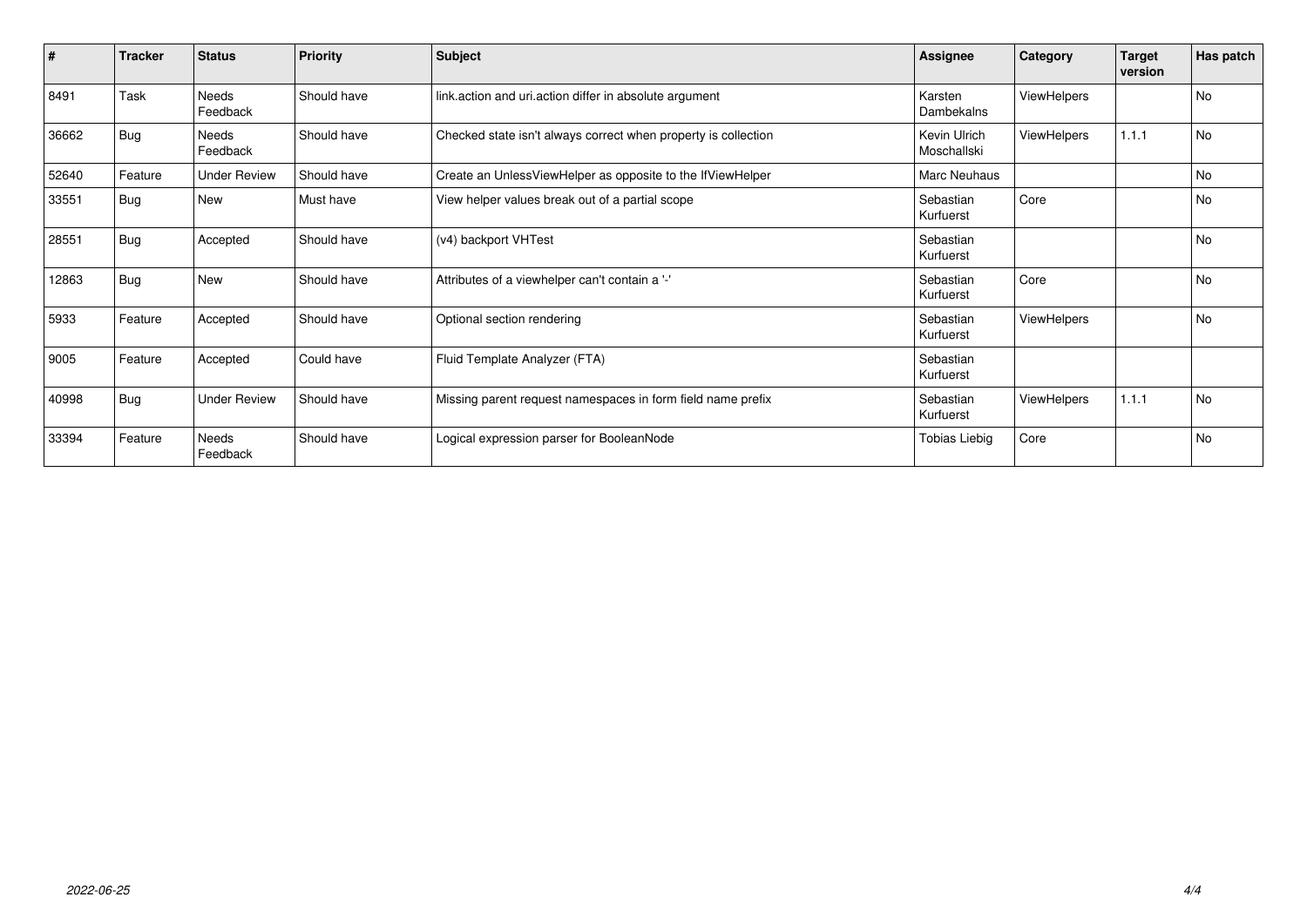| # | Tracker | Status | Priority | Subject | Assignee | Category | Target version | Has patch |
|---|---|---|---|---|---|---|---|---|
| 8491 | Task | Needs Feedback | Should have | link.action and uri.action differ in absolute argument | Karsten Dambekalns | ViewHelpers | | No |
| 36662 | Bug | Needs Feedback | Should have | Checked state isn't always correct when property is collection | Kevin Ulrich Moschallski | ViewHelpers | 1.1.1 | No |
| 52640 | Feature | Under Review | Should have | Create an UnlessViewHelper as opposite to the IfViewHelper | Marc Neuhaus | | | No |
| 33551 | Bug | New | Must have | View helper values break out of a partial scope | Sebastian Kurfuerst | Core | | No |
| 28551 | Bug | Accepted | Should have | (v4) backport VHTest | Sebastian Kurfuerst | | | No |
| 12863 | Bug | New | Should have | Attributes of a viewhelper can't contain a '-' | Sebastian Kurfuerst | Core | | No |
| 5933 | Feature | Accepted | Should have | Optional section rendering | Sebastian Kurfuerst | ViewHelpers | | No |
| 9005 | Feature | Accepted | Could have | Fluid Template Analyzer (FTA) | Sebastian Kurfuerst | | | |
| 40998 | Bug | Under Review | Should have | Missing parent request namespaces in form field name prefix | Sebastian Kurfuerst | ViewHelpers | 1.1.1 | No |
| 33394 | Feature | Needs Feedback | Should have | Logical expression parser for BooleanNode | Tobias Liebig | Core | | No |

*2022-06-25*